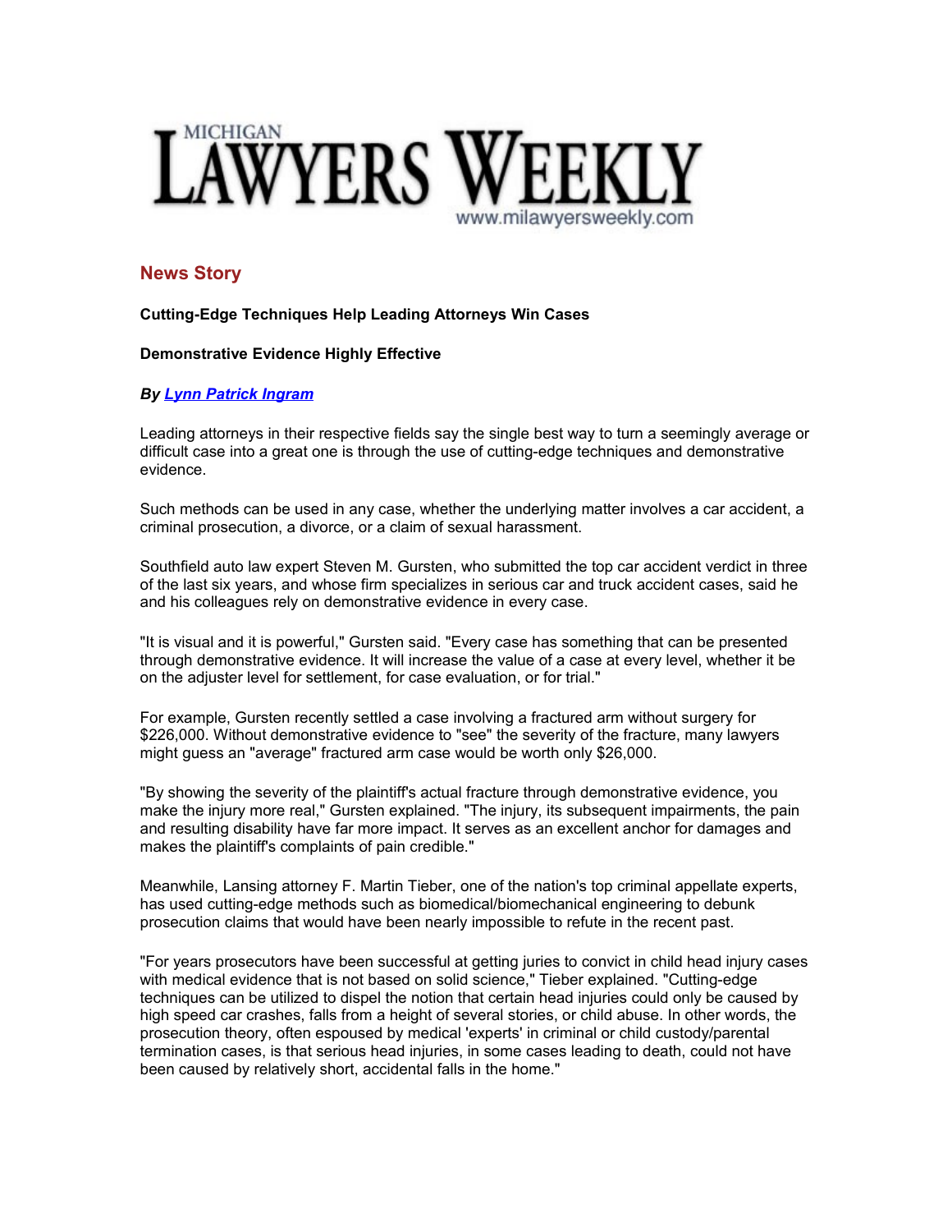# MICHIGAN LAWYERS WEEKLY

www.milawyersweekly.com

## News Story

**Cutting-Edge Techniques Help Leading Attorneys Win Cases**

**Demonstrative Evidence Highly Effective**

***By Lynn Patrick Ingram***

Leading attorneys in their respective fields say the single best way to turn a seemingly average or difficult case into a great one is through the use of cutting-edge techniques and demonstrative evidence.

Such methods can be used in any case, whether the underlying matter involves a car accident, a criminal prosecution, a divorce, or a claim of sexual harassment.

Southfield auto law expert Steven M. Gursten, who submitted the top car accident verdict in three of the last six years, and whose firm specializes in serious car and truck accident cases, said he and his colleagues rely on demonstrative evidence in every case.

"It is visual and it is powerful," Gursten said. "Every case has something that can be presented through demonstrative evidence. It will increase the value of a case at every level, whether it be on the adjuster level for settlement, for case evaluation, or for trial."

For example, Gursten recently settled a case involving a fractured arm without surgery for $226,000. Without demonstrative evidence to "see" the severity of the fracture, many lawyers might guess an "average" fractured arm case would be worth only $26,000.

"By showing the severity of the plaintiff's actual fracture through demonstrative evidence, you make the injury more real," Gursten explained. "The injury, its subsequent impairments, the pain and resulting disability have far more impact. It serves as an excellent anchor for damages and makes the plaintiff's complaints of pain credible."

Meanwhile, Lansing attorney F. Martin Tieber, one of the nation's top criminal appellate experts, has used cutting-edge methods such as biomedical/biomechanical engineering to debunk prosecution claims that would have been nearly impossible to refute in the recent past.

"For years prosecutors have been successful at getting juries to convict in child head injury cases with medical evidence that is not based on solid science," Tieber explained. "Cutting-edge techniques can be utilized to dispel the notion that certain head injuries could only be caused by high speed car crashes, falls from a height of several stories, or child abuse. In other words, the prosecution theory, often espoused by medical 'experts' in criminal or child custody/parental termination cases, is that serious head injuries, in some cases leading to death, could not have been caused by relatively short, accidental falls in the home."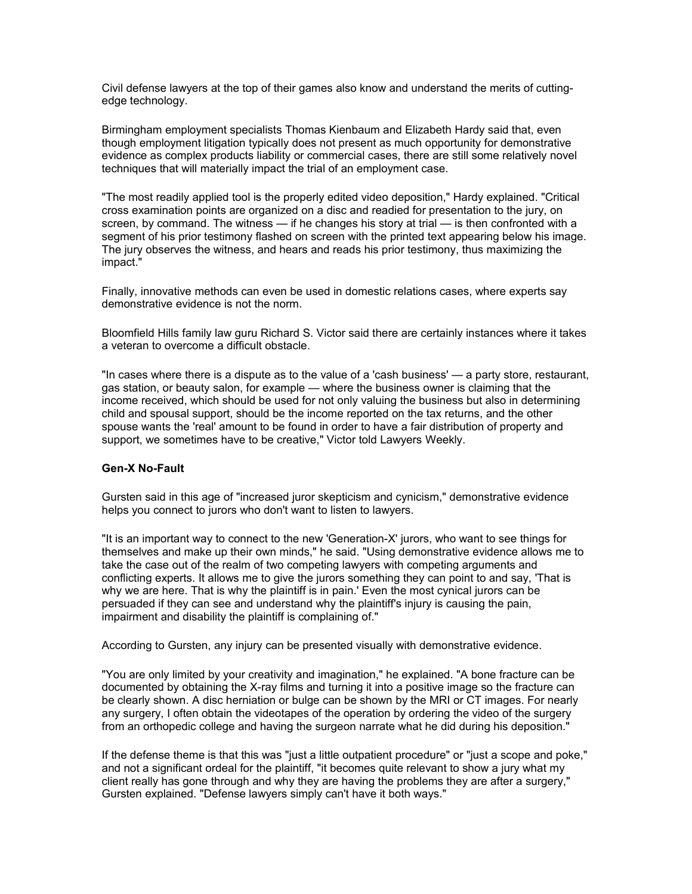Civil defense lawyers at the top of their games also know and understand the merits of cutting-edge technology.

Birmingham employment specialists Thomas Kienbaum and Elizabeth Hardy said that, even though employment litigation typically does not present as much opportunity for demonstrative evidence as complex products liability or commercial cases, there are still some relatively novel techniques that will materially impact the trial of an employment case.

"The most readily applied tool is the properly edited video deposition," Hardy explained. "Critical cross examination points are organized on a disc and readied for presentation to the jury, on screen, by command. The witness — if he changes his story at trial — is then confronted with a segment of his prior testimony flashed on screen with the printed text appearing below his image. The jury observes the witness, and hears and reads his prior testimony, thus maximizing the impact."

Finally, innovative methods can even be used in domestic relations cases, where experts say demonstrative evidence is not the norm.

Bloomfield Hills family law guru Richard S. Victor said there are certainly instances where it takes a veteran to overcome a difficult obstacle.

"In cases where there is a dispute as to the value of a 'cash business' — a party store, restaurant, gas station, or beauty salon, for example — where the business owner is claiming that the income received, which should be used for not only valuing the business but also in determining child and spousal support, should be the income reported on the tax returns, and the other spouse wants the 'real' amount to be found in order to have a fair distribution of property and support, we sometimes have to be creative," Victor told Lawyers Weekly.

**Gen-X No-Fault**

Gursten said in this age of "increased juror skepticism and cynicism," demonstrative evidence helps you connect to jurors who don't want to listen to lawyers.

"It is an important way to connect to the new 'Generation-X' jurors, who want to see things for themselves and make up their own minds," he said. "Using demonstrative evidence allows me to take the case out of the realm of two competing lawyers with competing arguments and conflicting experts. It allows me to give the jurors something they can point to and say, 'That is why we are here. That is why the plaintiff is in pain.' Even the most cynical jurors can be persuaded if they can see and understand why the plaintiff's injury is causing the pain, impairment and disability the plaintiff is complaining of."

According to Gursten, any injury can be presented visually with demonstrative evidence.

"You are only limited by your creativity and imagination," he explained. "A bone fracture can be documented by obtaining the X-ray films and turning it into a positive image so the fracture can be clearly shown. A disc herniation or bulge can be shown by the MRI or CT images. For nearly any surgery, I often obtain the videotapes of the operation by ordering the video of the surgery from an orthopedic college and having the surgeon narrate what he did during his deposition."

If the defense theme is that this was "just a little outpatient procedure" or "just a scope and poke," and not a significant ordeal for the plaintiff, "it becomes quite relevant to show a jury what my client really has gone through and why they are having the problems they are after a surgery," Gursten explained. "Defense lawyers simply can't have it both ways."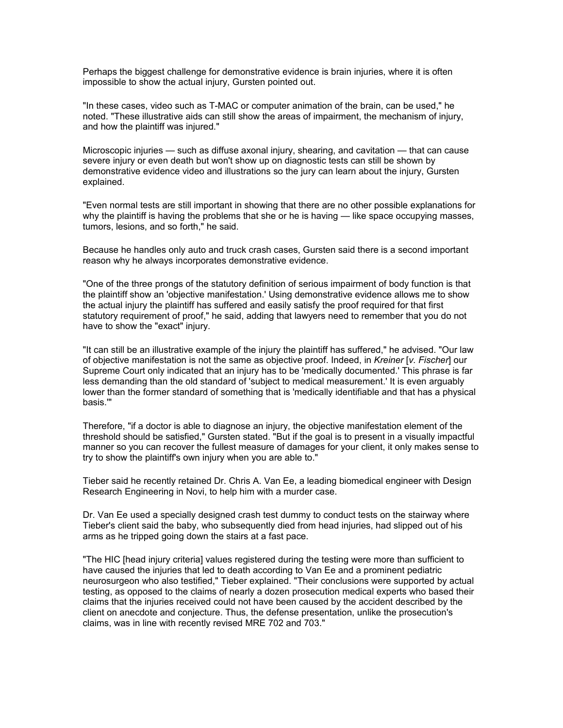Perhaps the biggest challenge for demonstrative evidence is brain injuries, where it is often impossible to show the actual injury, Gursten pointed out.

"In these cases, video such as T-MAC or computer animation of the brain, can be used," he noted. "These illustrative aids can still show the areas of impairment, the mechanism of injury, and how the plaintiff was injured."

Microscopic injuries — such as diffuse axonal injury, shearing, and cavitation — that can cause severe injury or even death but won't show up on diagnostic tests can still be shown by demonstrative evidence video and illustrations so the jury can learn about the injury, Gursten explained.

"Even normal tests are still important in showing that there are no other possible explanations for why the plaintiff is having the problems that she or he is having — like space occupying masses, tumors, lesions, and so forth," he said.

Because he handles only auto and truck crash cases, Gursten said there is a second important reason why he always incorporates demonstrative evidence.

"One of the three prongs of the statutory definition of serious impairment of body function is that the plaintiff show an 'objective manifestation.' Using demonstrative evidence allows me to show the actual injury the plaintiff has suffered and easily satisfy the proof required for that first statutory requirement of proof," he said, adding that lawyers need to remember that you do not have to show the "exact" injury.

"It can still be an illustrative example of the injury the plaintiff has suffered," he advised. "Our law of objective manifestation is not the same as objective proof. Indeed, in *Kreiner* [*v. Fischer*] our Supreme Court only indicated that an injury has to be 'medically documented.' This phrase is far less demanding than the old standard of 'subject to medical measurement.' It is even arguably lower than the former standard of something that is 'medically identifiable and that has a physical basis.'"

Therefore, "if a doctor is able to diagnose an injury, the objective manifestation element of the threshold should be satisfied," Gursten stated. "But if the goal is to present in a visually impactful manner so you can recover the fullest measure of damages for your client, it only makes sense to try to show the plaintiff's own injury when you are able to."

Tieber said he recently retained Dr. Chris A. Van Ee, a leading biomedical engineer with Design Research Engineering in Novi, to help him with a murder case.

Dr. Van Ee used a specially designed crash test dummy to conduct tests on the stairway where Tieber's client said the baby, who subsequently died from head injuries, had slipped out of his arms as he tripped going down the stairs at a fast pace.

"The HIC [head injury criteria] values registered during the testing were more than sufficient to have caused the injuries that led to death according to Van Ee and a prominent pediatric neurosurgeon who also testified," Tieber explained. "Their conclusions were supported by actual testing, as opposed to the claims of nearly a dozen prosecution medical experts who based their claims that the injuries received could not have been caused by the accident described by the client on anecdote and conjecture. Thus, the defense presentation, unlike the prosecution's claims, was in line with recently revised MRE 702 and 703."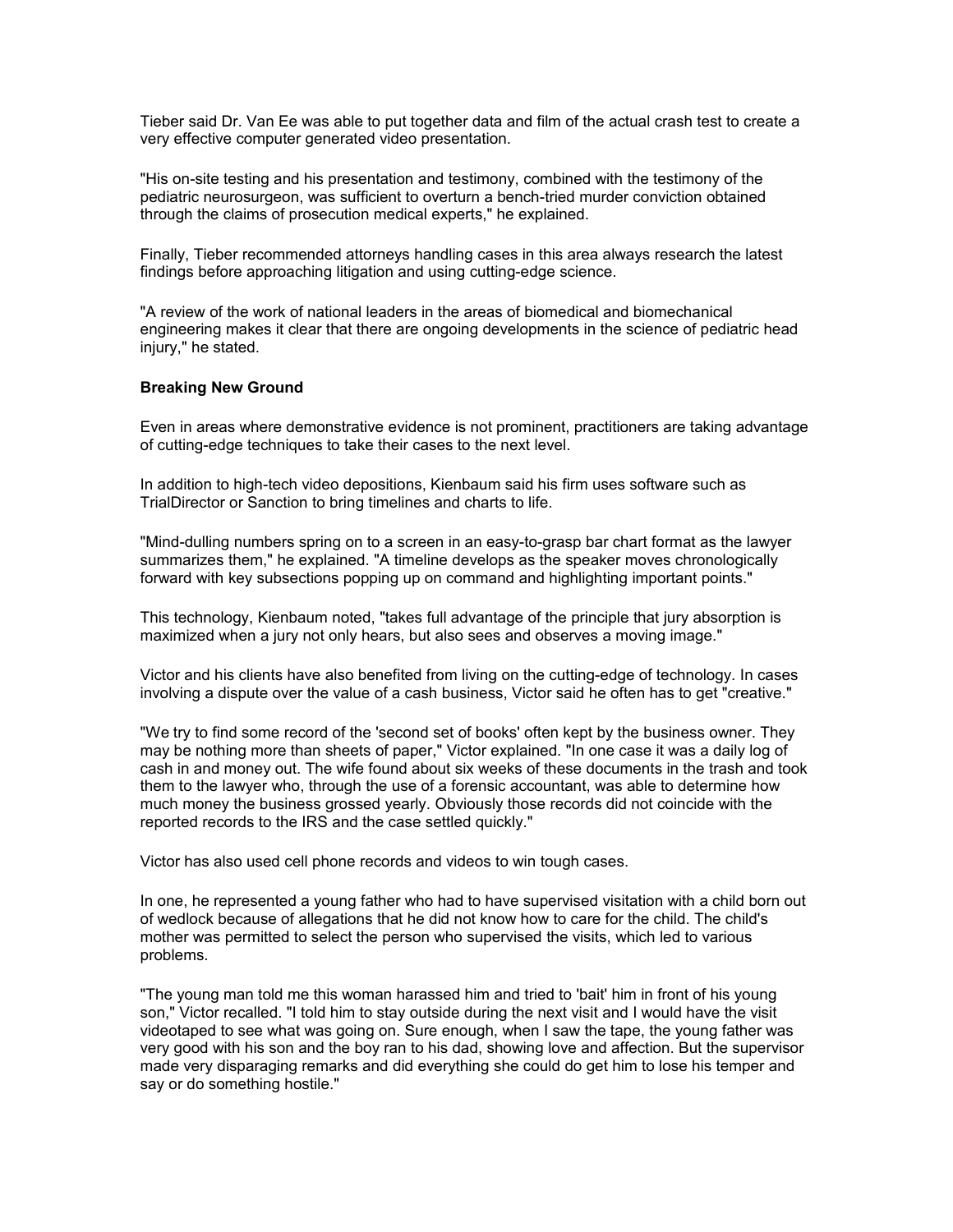Tieber said Dr. Van Ee was able to put together data and film of the actual crash test to create a very effective computer generated video presentation.

"His on-site testing and his presentation and testimony, combined with the testimony of the pediatric neurosurgeon, was sufficient to overturn a bench-tried murder conviction obtained through the claims of prosecution medical experts," he explained.

Finally, Tieber recommended attorneys handling cases in this area always research the latest findings before approaching litigation and using cutting-edge science.

"A review of the work of national leaders in the areas of biomedical and biomechanical engineering makes it clear that there are ongoing developments in the science of pediatric head injury," he stated.

**Breaking New Ground**

Even in areas where demonstrative evidence is not prominent, practitioners are taking advantage of cutting-edge techniques to take their cases to the next level.

In addition to high-tech video depositions, Kienbaum said his firm uses software such as TrialDirector or Sanction to bring timelines and charts to life.

"Mind-dulling numbers spring on to a screen in an easy-to-grasp bar chart format as the lawyer summarizes them," he explained. "A timeline develops as the speaker moves chronologically forward with key subsections popping up on command and highlighting important points."

This technology, Kienbaum noted, "takes full advantage of the principle that jury absorption is maximized when a jury not only hears, but also sees and observes a moving image."

Victor and his clients have also benefited from living on the cutting-edge of technology. In cases involving a dispute over the value of a cash business, Victor said he often has to get "creative."

"We try to find some record of the 'second set of books' often kept by the business owner. They may be nothing more than sheets of paper," Victor explained. "In one case it was a daily log of cash in and money out. The wife found about six weeks of these documents in the trash and took them to the lawyer who, through the use of a forensic accountant, was able to determine how much money the business grossed yearly. Obviously those records did not coincide with the reported records to the IRS and the case settled quickly."

Victor has also used cell phone records and videos to win tough cases.

In one, he represented a young father who had to have supervised visitation with a child born out of wedlock because of allegations that he did not know how to care for the child. The child's mother was permitted to select the person who supervised the visits, which led to various problems.

"The young man told me this woman harassed him and tried to 'bait' him in front of his young son," Victor recalled. "I told him to stay outside during the next visit and I would have the visit videotaped to see what was going on. Sure enough, when I saw the tape, the young father was very good with his son and the boy ran to his dad, showing love and affection. But the supervisor made very disparaging remarks and did everything she could do get him to lose his temper and say or do something hostile."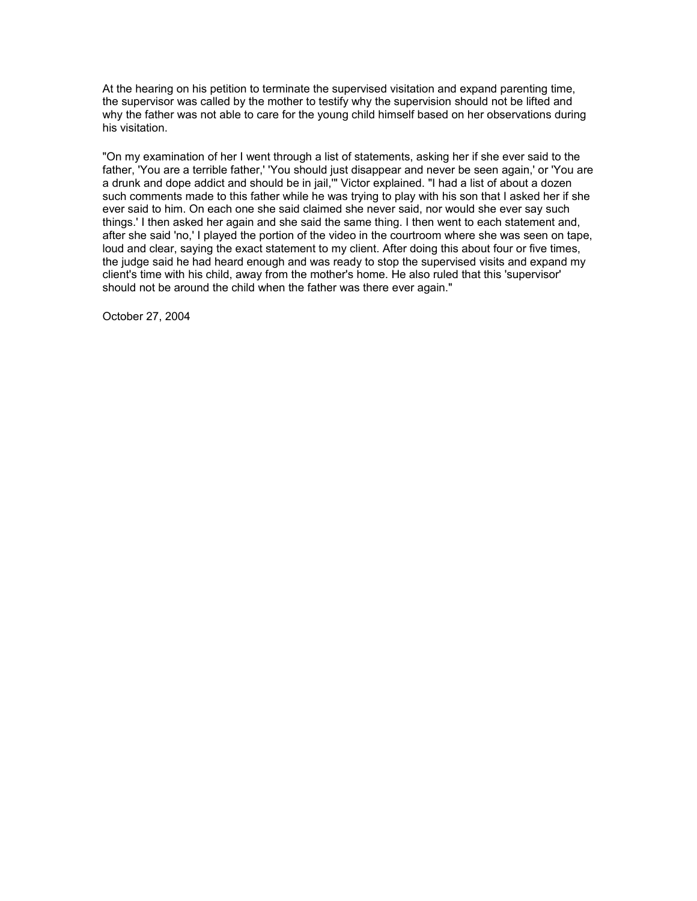At the hearing on his petition to terminate the supervised visitation and expand parenting time, the supervisor was called by the mother to testify why the supervision should not be lifted and why the father was not able to care for the young child himself based on her observations during his visitation.

"On my examination of her I went through a list of statements, asking her if she ever said to the father, 'You are a terrible father,' 'You should just disappear and never be seen again,' or 'You are a drunk and dope addict and should be in jail,'" Victor explained. "I had a list of about a dozen such comments made to this father while he was trying to play with his son that I asked her if she ever said to him. On each one she said claimed she never said, nor would she ever say such things.' I then asked her again and she said the same thing. I then went to each statement and, after she said 'no,' I played the portion of the video in the courtroom where she was seen on tape, loud and clear, saying the exact statement to my client. After doing this about four or five times, the judge said he had heard enough and was ready to stop the supervised visits and expand my client's time with his child, away from the mother's home. He also ruled that this 'supervisor' should not be around the child when the father was there ever again."

October 27, 2004